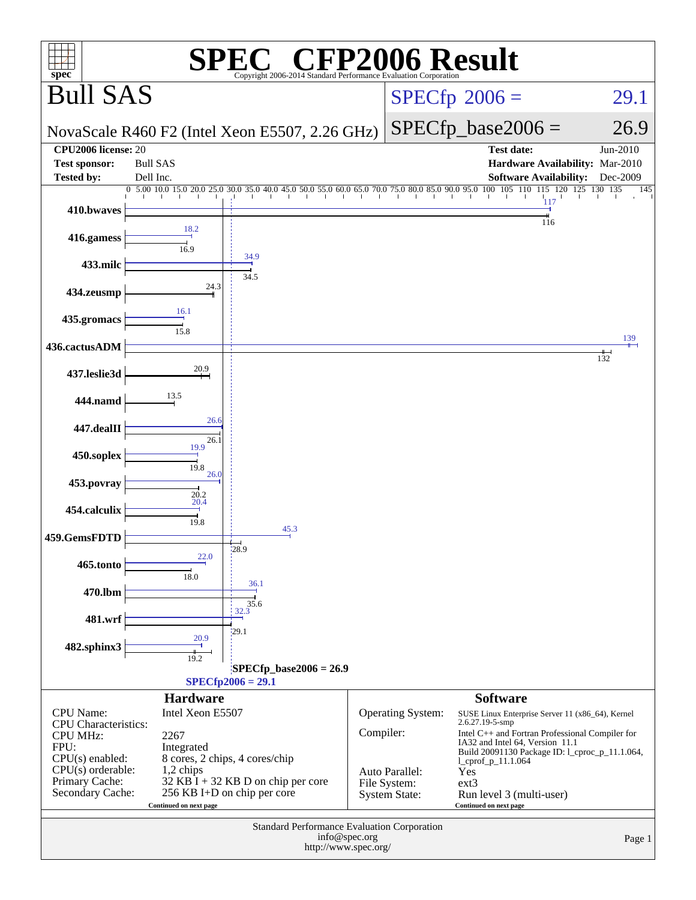# SPEC CFP2006 Result

Copyright 2006-2014 Standard Performance Evaluation Corporation

## Bull SAS

**NovaScale R460 F2 (Intel Xeon E5507, 2.26 GHz)**

SPECfp 2006 = 29.1

SPECfp_base2006 = 26.9

| | | | |
|---|---|---|---|
| **CPU2006 license:** | 20 | **Test date:** | Jun-2010 |
| **Test sponsor:** | Bull SAS | **Hardware Availability:** | Mar-2010 |
| **Tested by:** | Dell Inc. | **Software Availability:** | Dec-2009 |

| Benchmark | Peak | Base |
|---|---|---|
| 410.bwaves | 117 | 116 |
| 416.gamess | 18.2 | 16.9 |
| 433.milc | 34.9 | 34.5 |
| 434.zeusmp | | 24.3 |
| 435.gromacs | 16.1 | 15.8 |
| 436.cactusADM | 139 | 132 |
| 437.leslie3d | | 20.9 |
| 444.namd | | 13.5 |
| 447.dealII | 26.6 | 26.1 |
| 450.soplex | 19.9 | 19.8 |
| 453.povray | 26.0 | 20.2 |
| 454.calculix | 20.4 | 19.8 |
| 459.GemsFDTD | 45.3 | 28.9 |
| 465.tonto | 22.0 | 18.0 |
| 470.lbm | 36.1 | 35.6 |
| 481.wrf | 32.3 | 29.1 |
| 482.sphinx3 | 20.9 | 19.2 |

SPECfp_base2006 = 26.9

SPECfp2006 = 29.1

### Hardware

| | |
|---|---|
| CPU Name: | Intel Xeon E5507 |
| CPU Characteristics: | |
| CPU MHz: | 2267 |
| FPU: | Integrated |
| CPU(s) enabled: | 8 cores, 2 chips, 4 cores/chip |
| CPU(s) orderable: | 1,2 chips |
| Primary Cache: | 32 KB I + 32 KB D on chip per core |
| Secondary Cache: | 256 KB I+D on chip per core |

Continued on next page

### Software

| | |
|---|---|
| Operating System: | SUSE Linux Enterprise Server 11 (x86_64), Kernel 2.6.27.19-5-smp |
| Compiler: | Intel C++ and Fortran Professional Compiler for IA32 and Intel 64, Version 11.1 Build 20091130 Package ID: l_cproc_p_11.1.064, l_cprof_p_11.1.064 |
| Auto Parallel: | Yes |
| File System: | ext3 |
| System State: | Run level 3 (multi-user) |

Continued on next page

Standard Performance Evaluation Corporation
info@spec.org
http://www.spec.org/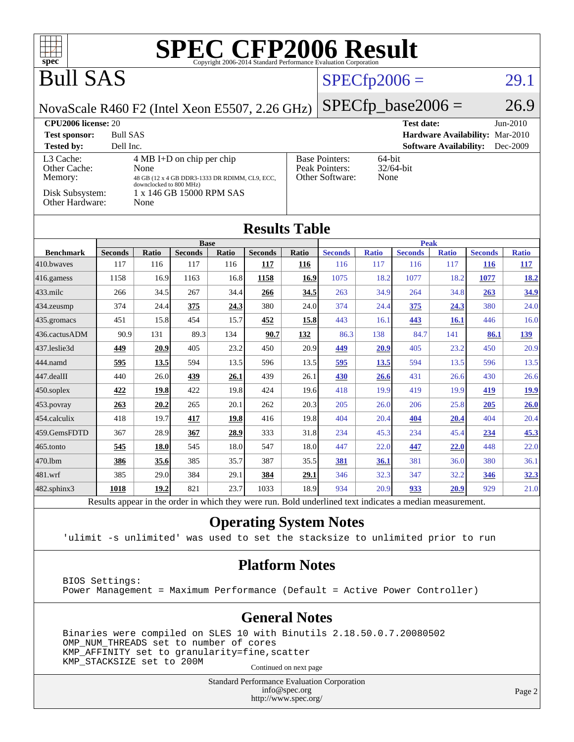# SPEC CFP2006 Result

Copyright 2006-2014 Standard Performance Evaluation Corporation

# Bull SAS

NovaScale R460 F2 (Intel Xeon E5507, 2.26 GHz)

SPECfp2006 = 29.1

SPECfp_base2006 = 26.9

| | | | |
|---|---|---|---|
| **CPU2006 license:** 20 | | **Test date:** | Jun-2010 |
| **Test sponsor:** | Bull SAS | **Hardware Availability:** | Mar-2010 |
| **Tested by:** | Dell Inc. | **Software Availability:** | Dec-2009 |

| | |
|---|---|
| L3 Cache: | 4 MB I+D on chip per chip |
| Other Cache: | None |
| Memory: | 48 GB (12 x 4 GB DDR3-1333 DR RDIMM, CL9, ECC, downclocked to 800 MHz) |
| Disk Subsystem: | 1 x 146 GB 15000 RPM SAS |
| Other Hardware: | None |

| | |
|---|---|
| Base Pointers: | 64-bit |
| Peak Pointers: | 32/64-bit |
| Other Software: | None |

## Results Table

| | Base | | | | | | Peak | | | | | |
|---|---|---|---|---|---|---|---|---|---|---|---|---|
| **Benchmark** | **Seconds** | **Ratio** | **Seconds** | **Ratio** | **Seconds** | **Ratio** | **Seconds** | **Ratio** | **Seconds** | **Ratio** | **Seconds** | **Ratio** |
| 410.bwaves | 117 | 116 | 117 | 116 | **117** | **116** | 116 | 117 | 116 | 117 | **116** | **117** |
| 416.gamess | 1158 | 16.9 | 1163 | 16.8 | **1158** | **16.9** | 1075 | 18.2 | 1077 | 18.2 | **1077** | **18.2** |
| 433.milc | 266 | 34.5 | 267 | 34.4 | **266** | **34.5** | 263 | 34.9 | 264 | 34.8 | **263** | **34.9** |
| 434.zeusmp | 374 | 24.4 | **375** | **24.3** | 380 | 24.0 | 374 | 24.4 | **375** | **24.3** | 380 | 24.0 |
| 435.gromacs | 451 | 15.8 | 454 | 15.7 | **452** | **15.8** | 443 | 16.1 | **443** | **16.1** | 446 | 16.0 |
| 436.cactusADM | 90.9 | 131 | 89.3 | 134 | **90.7** | **132** | 86.3 | 138 | 84.7 | 141 | **86.1** | **139** |
| 437.leslie3d | **449** | **20.9** | 405 | 23.2 | 450 | 20.9 | **449** | **20.9** | 405 | 23.2 | 450 | 20.9 |
| 444.namd | **595** | **13.5** | 594 | 13.5 | 596 | 13.5 | **595** | **13.5** | 594 | 13.5 | 596 | 13.5 |
| 447.dealII | 440 | 26.0 | **439** | **26.1** | 439 | 26.1 | **430** | **26.6** | 431 | 26.6 | 430 | 26.6 |
| 450.soplex | **422** | **19.8** | 422 | 19.8 | 424 | 19.6 | 418 | 19.9 | 419 | 19.9 | **419** | **19.9** |
| 453.povray | **263** | **20.2** | 265 | 20.1 | 262 | 20.3 | 205 | 26.0 | 206 | 25.8 | **205** | **26.0** |
| 454.calculix | 418 | 19.7 | **417** | **19.8** | 416 | 19.8 | 404 | 20.4 | **404** | **20.4** | 404 | 20.4 |
| 459.GemsFDTD | 367 | 28.9 | **367** | **28.9** | 333 | 31.8 | 234 | 45.3 | 234 | 45.4 | **234** | **45.3** |
| 465.tonto | **545** | **18.0** | 545 | 18.0 | 547 | 18.0 | 447 | 22.0 | **447** | **22.0** | 448 | 22.0 |
| 470.lbm | **386** | **35.6** | 385 | 35.7 | 387 | 35.5 | **381** | **36.1** | 381 | 36.0 | 380 | 36.1 |
| 481.wrf | 385 | 29.0 | 384 | 29.1 | **384** | **29.1** | 346 | 32.3 | 347 | 32.2 | **346** | **32.3** |
| 482.sphinx3 | **1018** | **19.2** | 821 | 23.7 | 1033 | 18.9 | 934 | 20.9 | **933** | **20.9** | 929 | 21.0 |

Results appear in the order in which they were run. Bold underlined text indicates a median measurement.

## Operating System Notes

```
'ulimit -s unlimited' was used to set the stacksize to unlimited prior to run
```

## Platform Notes

```
BIOS Settings:
Power Management = Maximum Performance (Default = Active Power Controller)
```

## General Notes

```
Binaries were compiled on SLES 10 with Binutils 2.18.50.0.7.20080502
OMP_NUM_THREADS set to number of cores
KMP_AFFINITY set to granularity=fine,scatter
KMP_STACKSIZE set to 200M
```

Continued on next page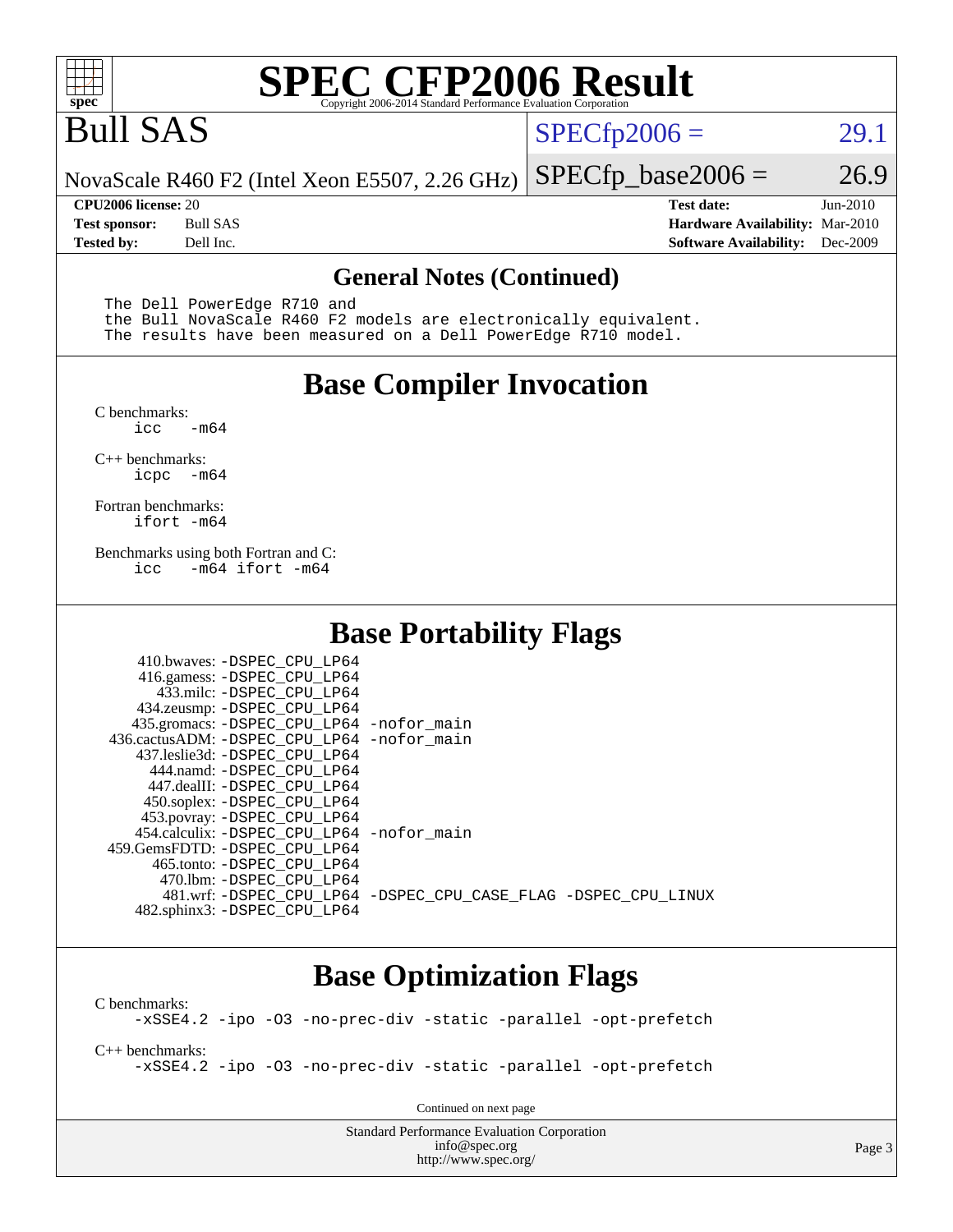# SPEC CFP2006 Result

Copyright 2006-2014 Standard Performance Evaluation Corporation

## Bull SAS

NovaScale R460 F2 (Intel Xeon E5507, 2.26 GHz)

SPECfp2006 = 29.1

SPECfp_base2006 = 26.9

| | | | |
|---|---|---|---|
| **CPU2006 license:** | 20 | **Test date:** | Jun-2010 |
| **Test sponsor:** | Bull SAS | **Hardware Availability:** | Mar-2010 |
| **Tested by:** | Dell Inc. | **Software Availability:** | Dec-2009 |

### General Notes (Continued)

```
The Dell PowerEdge R710 and
the Bull NovaScale R460 F2 models are electronically equivalent.
The results have been measured on a Dell PowerEdge R710 model.
```

## Base Compiler Invocation

C benchmarks:
```
icc   -m64
```

C++ benchmarks:
```
icpc  -m64
```

Fortran benchmarks:
```
ifort -m64
```

Benchmarks using both Fortran and C:
```
icc   -m64 ifort -m64
```

## Base Portability Flags

| Benchmark | Flags |
|---|---|
| 410.bwaves: | -DSPEC_CPU_LP64 |
| 416.gamess: | -DSPEC_CPU_LP64 |
| 433.milc: | -DSPEC_CPU_LP64 |
| 434.zeusmp: | -DSPEC_CPU_LP64 |
| 435.gromacs: | -DSPEC_CPU_LP64 -nofor_main |
| 436.cactusADM: | -DSPEC_CPU_LP64 -nofor_main |
| 437.leslie3d: | -DSPEC_CPU_LP64 |
| 444.namd: | -DSPEC_CPU_LP64 |
| 447.dealII: | -DSPEC_CPU_LP64 |
| 450.soplex: | -DSPEC_CPU_LP64 |
| 453.povray: | -DSPEC_CPU_LP64 |
| 454.calculix: | -DSPEC_CPU_LP64 -nofor_main |
| 459.GemsFDTD: | -DSPEC_CPU_LP64 |
| 465.tonto: | -DSPEC_CPU_LP64 |
| 470.lbm: | -DSPEC_CPU_LP64 |
| 481.wrf: | -DSPEC_CPU_LP64 -DSPEC_CPU_CASE_FLAG -DSPEC_CPU_LINUX |
| 482.sphinx3: | -DSPEC_CPU_LP64 |

## Base Optimization Flags

C benchmarks:
```
-xSSE4.2 -ipo -O3 -no-prec-div -static -parallel -opt-prefetch
```

C++ benchmarks:
```
-xSSE4.2 -ipo -O3 -no-prec-div -static -parallel -opt-prefetch
```

Continued on next page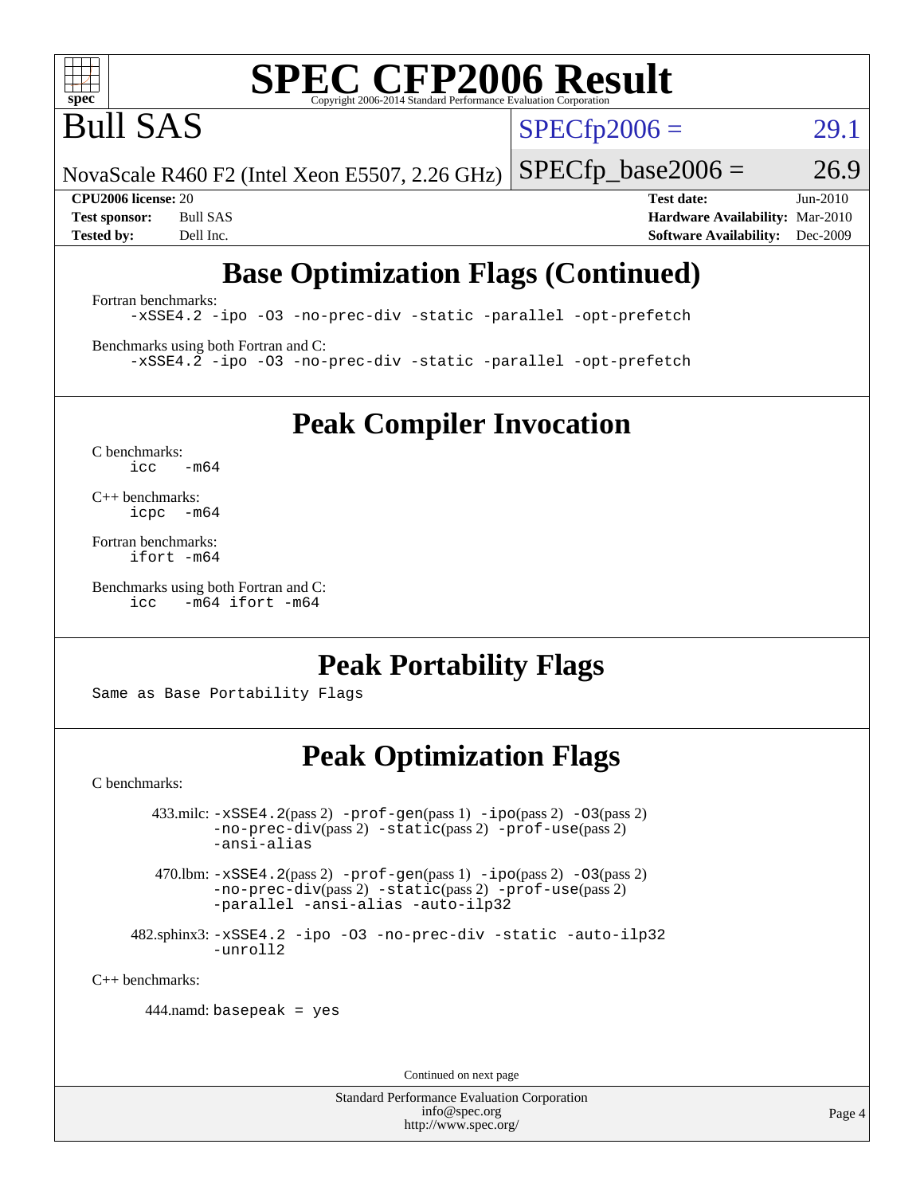## Base Optimization Flags (Continued)

Fortran benchmarks:
```
-xSSE4.2 -ipo -O3 -no-prec-div -static -parallel -opt-prefetch
```

Benchmarks using both Fortran and C:
```
-xSSE4.2 -ipo -O3 -no-prec-div -static -parallel -opt-prefetch
```

## Peak Compiler Invocation

C benchmarks:
```
icc   -m64
```

C++ benchmarks:
```
icpc  -m64
```

Fortran benchmarks:
```
ifort -m64
```

Benchmarks using both Fortran and C:
```
icc   -m64 ifort -m64
```

## Peak Portability Flags

Same as Base Portability Flags

## Peak Optimization Flags

C benchmarks:

433.milc: -xSSE4.2(pass 2) -prof-gen(pass 1) -ipo(pass 2) -O3(pass 2) -no-prec-div(pass 2) -static(pass 2) -prof-use(pass 2) -ansi-alias

470.lbm: -xSSE4.2(pass 2) -prof-gen(pass 1) -ipo(pass 2) -O3(pass 2) -no-prec-div(pass 2) -static(pass 2) -prof-use(pass 2) -parallel -ansi-alias -auto-ilp32

482.sphinx3: -xSSE4.2 -ipo -O3 -no-prec-div -static -auto-ilp32 -unroll2

C++ benchmarks:

444.namd: basepeak = yes

Continued on next page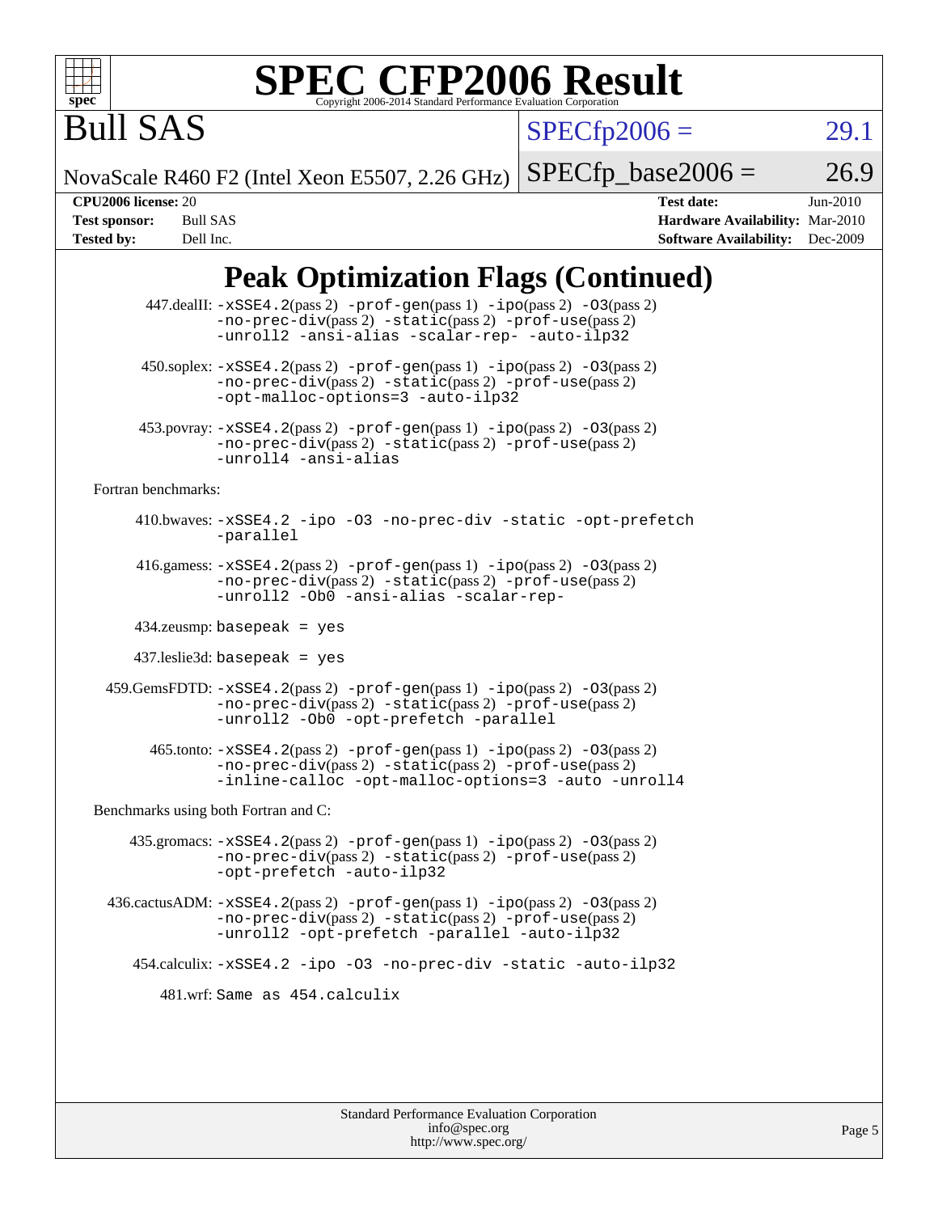# SPEC CFP2006 Result

Copyright 2006-2014 Standard Performance Evaluation Corporation

## Bull SAS

NovaScale R460 F2 (Intel Xeon E5507, 2.26 GHz)

SPECfp2006 = 29.1

SPECfp_base2006 = 26.9

| | | | |
|---|---|---|---|
| **CPU2006 license:** | 20 | **Test date:** | Jun-2010 |
| **Test sponsor:** | Bull SAS | **Hardware Availability:** | Mar-2010 |
| **Tested by:** | Dell Inc. | **Software Availability:** | Dec-2009 |

## Peak Optimization Flags (Continued)

447.dealII: `-xSSE4.2`(pass 2) `-prof-gen`(pass 1) `-ipo`(pass 2) `-O3`(pass 2) `-no-prec-div`(pass 2) `-static`(pass 2) `-prof-use`(pass 2) `-unroll2 -ansi-alias -scalar-rep- -auto-ilp32`

450.soplex: `-xSSE4.2`(pass 2) `-prof-gen`(pass 1) `-ipo`(pass 2) `-O3`(pass 2) `-no-prec-div`(pass 2) `-static`(pass 2) `-prof-use`(pass 2) `-opt-malloc-options=3 -auto-ilp32`

453.povray: `-xSSE4.2`(pass 2) `-prof-gen`(pass 1) `-ipo`(pass 2) `-O3`(pass 2) `-no-prec-div`(pass 2) `-static`(pass 2) `-prof-use`(pass 2) `-unroll4 -ansi-alias`

Fortran benchmarks:

410.bwaves: `-xSSE4.2 -ipo -O3 -no-prec-div -static -opt-prefetch -parallel`

416.gamess: `-xSSE4.2`(pass 2) `-prof-gen`(pass 1) `-ipo`(pass 2) `-O3`(pass 2) `-no-prec-div`(pass 2) `-static`(pass 2) `-prof-use`(pass 2) `-unroll2 -Ob0 -ansi-alias -scalar-rep-`

434.zeusmp: `basepeak = yes`

437.leslie3d: `basepeak = yes`

459.GemsFDTD: `-xSSE4.2`(pass 2) `-prof-gen`(pass 1) `-ipo`(pass 2) `-O3`(pass 2) `-no-prec-div`(pass 2) `-static`(pass 2) `-prof-use`(pass 2) `-unroll2 -Ob0 -opt-prefetch -parallel`

465.tonto: `-xSSE4.2`(pass 2) `-prof-gen`(pass 1) `-ipo`(pass 2) `-O3`(pass 2) `-no-prec-div`(pass 2) `-static`(pass 2) `-prof-use`(pass 2) `-inline-calloc -opt-malloc-options=3 -auto -unroll4`

Benchmarks using both Fortran and C:

435.gromacs: `-xSSE4.2`(pass 2) `-prof-gen`(pass 1) `-ipo`(pass 2) `-O3`(pass 2) `-no-prec-div`(pass 2) `-static`(pass 2) `-prof-use`(pass 2) `-opt-prefetch -auto-ilp32`

436.cactusADM: `-xSSE4.2`(pass 2) `-prof-gen`(pass 1) `-ipo`(pass 2) `-O3`(pass 2) `-no-prec-div`(pass 2) `-static`(pass 2) `-prof-use`(pass 2) `-unroll2 -opt-prefetch -parallel -auto-ilp32`

454.calculix: `-xSSE4.2 -ipo -O3 -no-prec-div -static -auto-ilp32`

481.wrf: `Same as 454.calculix`

Standard Performance Evaluation Corporation
info@spec.org
http://www.spec.org/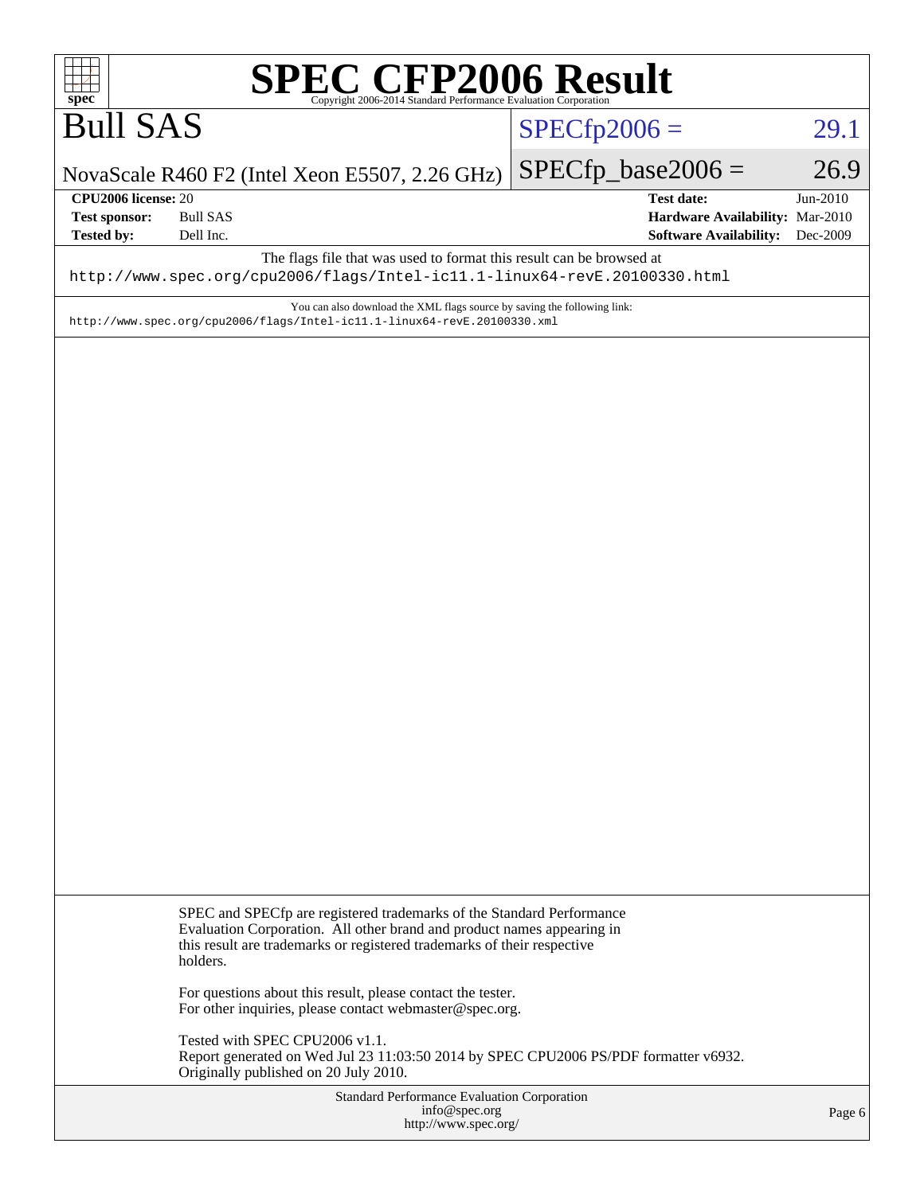# SPEC CFP2006 Result

Copyright 2006-2014 Standard Performance Evaluation Corporation

## Bull SAS

NovaScale R460 F2 (Intel Xeon E5507, 2.26 GHz)

SPECfp2006 = 29.1

SPECfp_base2006 = 26.9

| | | | |
|---|---|---|---|
| **CPU2006 license:** | 20 | **Test date:** | Jun-2010 |
| **Test sponsor:** | Bull SAS | **Hardware Availability:** | Mar-2010 |
| **Tested by:** | Dell Inc. | **Software Availability:** | Dec-2009 |

The flags file that was used to format this result can be browsed at
http://www.spec.org/cpu2006/flags/Intel-ic11.1-linux64-revE.20100330.html

You can also download the XML flags source by saving the following link:
http://www.spec.org/cpu2006/flags/Intel-ic11.1-linux64-revE.20100330.xml

SPEC and SPECfp are registered trademarks of the Standard Performance Evaluation Corporation. All other brand and product names appearing in this result are trademarks or registered trademarks of their respective holders.

For questions about this result, please contact the tester.
For other inquiries, please contact webmaster@spec.org.

Tested with SPEC CPU2006 v1.1.
Report generated on Wed Jul 23 11:03:50 2014 by SPEC CPU2006 PS/PDF formatter v6932.
Originally published on 20 July 2010.

Standard Performance Evaluation Corporation
info@spec.org
http://www.spec.org/